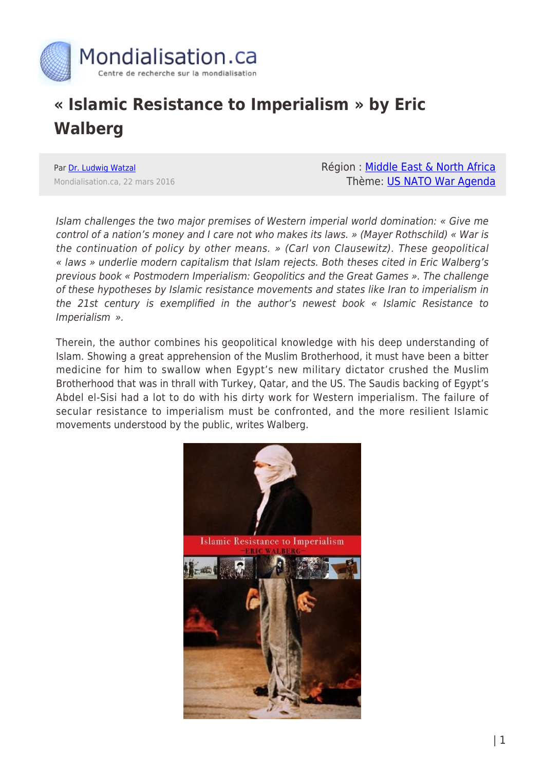# « Islamic Resistance to Imperialism » by Eric Walberg

Par Dr. Ludwig Watzal

Mondialisation.ca, 22 mars 2016

Région : Middle East & North Africa

Thème: US NATO War Agenda

*Islam challenges the two major premises of Western imperial world domination: « Give me control of a nation's money and I care not who makes its laws. » (Mayer Rothschild) « War is the continuation of policy by other means. » (Carl von Clausewitz). These geopolitical « laws » underlie modern capitalism that Islam rejects. Both theses cited in Eric Walberg's previous book « Postmodern Imperialism: Geopolitics and the Great Games ». The challenge of these hypotheses by Islamic resistance movements and states like Iran to imperialism in the 21st century is exemplified in the author's newest book « Islamic Resistance to Imperialism ».*

Therein, the author combines his geopolitical knowledge with his deep understanding of Islam. Showing a great apprehension of the Muslim Brotherhood, it must have been a bitter medicine for him to swallow when Egypt's new military dictator crushed the Muslim Brotherhood that was in thrall with Turkey, Qatar, and the US. The Saudis backing of Egypt's Abdel el-Sisi had a lot to do with his dirty work for Western imperialism. The failure of secular resistance to imperialism must be confronted, and the more resilient Islamic movements understood by the public, writes Walberg.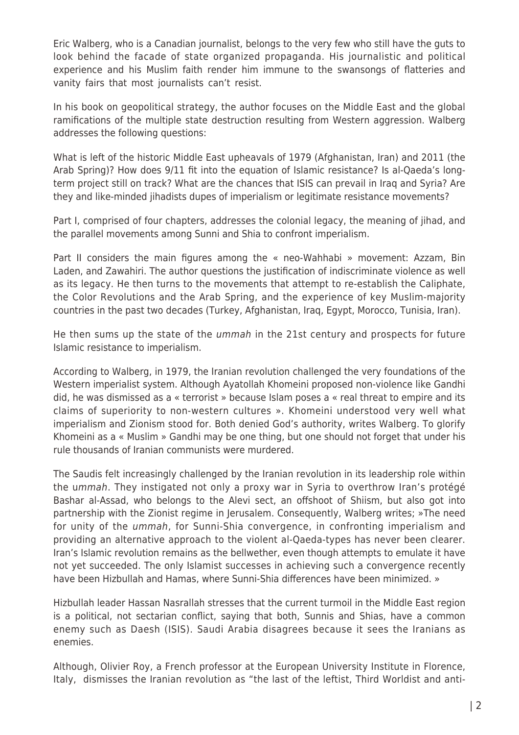Eric Walberg, who is a Canadian journalist, belongs to the very few who still have the guts to look behind the facade of state organized propaganda. His journalistic and political experience and his Muslim faith render him immune to the swansongs of flatteries and vanity fairs that most journalists can't resist.

In his book on geopolitical strategy, the author focuses on the Middle East and the global ramifications of the multiple state destruction resulting from Western aggression. Walberg addresses the following questions:

What is left of the historic Middle East upheavals of 1979 (Afghanistan, Iran) and 2011 (the Arab Spring)? How does 9/11 fit into the equation of Islamic resistance? Is al-Qaeda's long-term project still on track? What are the chances that ISIS can prevail in Iraq and Syria? Are they and like-minded jihadists dupes of imperialism or legitimate resistance movements?

Part I, comprised of four chapters, addresses the colonial legacy, the meaning of jihad, and the parallel movements among Sunni and Shia to confront imperialism.

Part II considers the main figures among the « neo-Wahhabi » movement: Azzam, Bin Laden, and Zawahiri. The author questions the justification of indiscriminate violence as well as its legacy. He then turns to the movements that attempt to re-establish the Caliphate, the Color Revolutions and the Arab Spring, and the experience of key Muslim-majority countries in the past two decades (Turkey, Afghanistan, Iraq, Egypt, Morocco, Tunisia, Iran).

He then sums up the state of the *ummah* in the 21st century and prospects for future Islamic resistance to imperialism.

According to Walberg, in 1979, the Iranian revolution challenged the very foundations of the Western imperialist system. Although Ayatollah Khomeini proposed non-violence like Gandhi did, he was dismissed as a « terrorist » because Islam poses a « real threat to empire and its claims of superiority to non-western cultures ». Khomeini understood very well what imperialism and Zionism stood for. Both denied God's authority, writes Walberg. To glorify Khomeini as a « Muslim » Gandhi may be one thing, but one should not forget that under his rule thousands of Iranian communists were murdered.

The Saudis felt increasingly challenged by the Iranian revolution in its leadership role within the u*mmah*. They instigated not only a proxy war in Syria to overthrow Iran's protégé Bashar al-Assad, who belongs to the Alevi sect, an offshoot of Shiism, but also got into partnership with the Zionist regime in Jerusalem. Consequently, Walberg writes; »The need for unity of the *ummah*, for Sunni-Shia convergence, in confronting imperialism and providing an alternative approach to the violent al-Qaeda-types has never been clearer. Iran's Islamic revolution remains as the bellwether, even though attempts to emulate it have not yet succeeded. The only Islamist successes in achieving such a convergence recently have been Hizbullah and Hamas, where Sunni-Shia differences have been minimized. »

Hizbullah leader Hassan Nasrallah stresses that the current turmoil in the Middle East region is a political, not sectarian conflict, saying that both, Sunnis and Shias, have a common enemy such as Daesh (ISIS). Saudi Arabia disagrees because it sees the Iranians as enemies.

Although, Olivier Roy, a French professor at the European University Institute in Florence, Italy, dismisses the Iranian revolution as "the last of the leftist, Third Worldist and anti-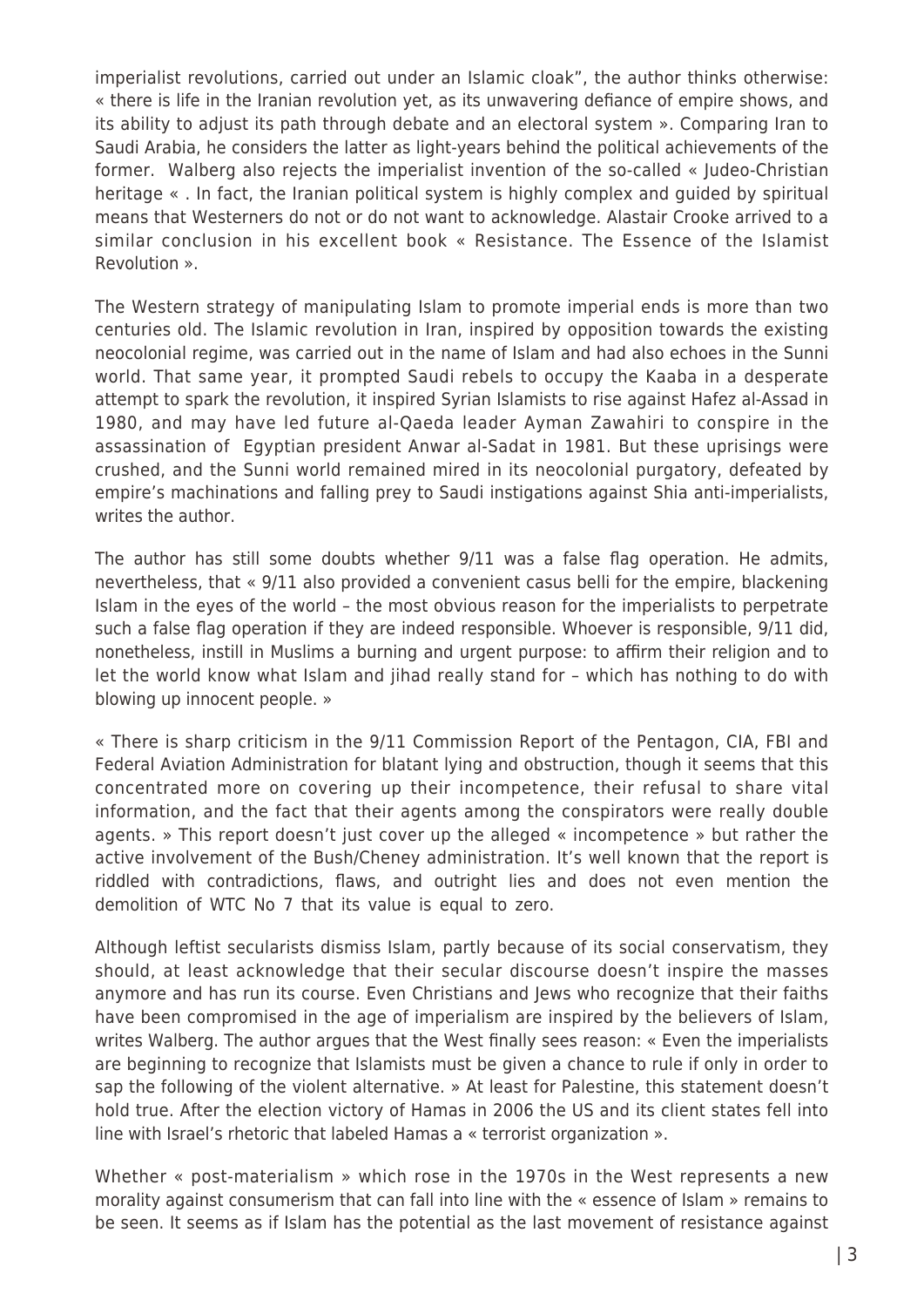imperialist revolutions, carried out under an Islamic cloak", the author thinks otherwise: « there is life in the Iranian revolution yet, as its unwavering defiance of empire shows, and its ability to adjust its path through debate and an electoral system ». Comparing Iran to Saudi Arabia, he considers the latter as light-years behind the political achievements of the former. Walberg also rejects the imperialist invention of the so-called « Judeo-Christian heritage « . In fact, the Iranian political system is highly complex and guided by spiritual means that Westerners do not or do not want to acknowledge. Alastair Crooke arrived to a similar conclusion in his excellent book « Resistance. The Essence of the Islamist Revolution ».

The Western strategy of manipulating Islam to promote imperial ends is more than two centuries old. The Islamic revolution in Iran, inspired by opposition towards the existing neocolonial regime, was carried out in the name of Islam and had also echoes in the Sunni world. That same year, it prompted Saudi rebels to occupy the Kaaba in a desperate attempt to spark the revolution, it inspired Syrian Islamists to rise against Hafez al-Assad in 1980, and may have led future al-Qaeda leader Ayman Zawahiri to conspire in the assassination of Egyptian president Anwar al-Sadat in 1981. But these uprisings were crushed, and the Sunni world remained mired in its neocolonial purgatory, defeated by empire's machinations and falling prey to Saudi instigations against Shia anti-imperialists, writes the author.

The author has still some doubts whether 9/11 was a false flag operation. He admits, nevertheless, that « 9/11 also provided a convenient casus belli for the empire, blackening Islam in the eyes of the world – the most obvious reason for the imperialists to perpetrate such a false flag operation if they are indeed responsible. Whoever is responsible, 9/11 did, nonetheless, instill in Muslims a burning and urgent purpose: to affirm their religion and to let the world know what Islam and jihad really stand for – which has nothing to do with blowing up innocent people. »

« There is sharp criticism in the 9/11 Commission Report of the Pentagon, CIA, FBI and Federal Aviation Administration for blatant lying and obstruction, though it seems that this concentrated more on covering up their incompetence, their refusal to share vital information, and the fact that their agents among the conspirators were really double agents. » This report doesn't just cover up the alleged « incompetence » but rather the active involvement of the Bush/Cheney administration. It's well known that the report is riddled with contradictions, flaws, and outright lies and does not even mention the demolition of WTC No 7 that its value is equal to zero.

Although leftist secularists dismiss Islam, partly because of its social conservatism, they should, at least acknowledge that their secular discourse doesn't inspire the masses anymore and has run its course. Even Christians and Jews who recognize that their faiths have been compromised in the age of imperialism are inspired by the believers of Islam, writes Walberg. The author argues that the West finally sees reason: « Even the imperialists are beginning to recognize that Islamists must be given a chance to rule if only in order to sap the following of the violent alternative. » At least for Palestine, this statement doesn't hold true. After the election victory of Hamas in 2006 the US and its client states fell into line with Israel's rhetoric that labeled Hamas a « terrorist organization ».

Whether « post-materialism » which rose in the 1970s in the West represents a new morality against consumerism that can fall into line with the « essence of Islam » remains to be seen. It seems as if Islam has the potential as the last movement of resistance against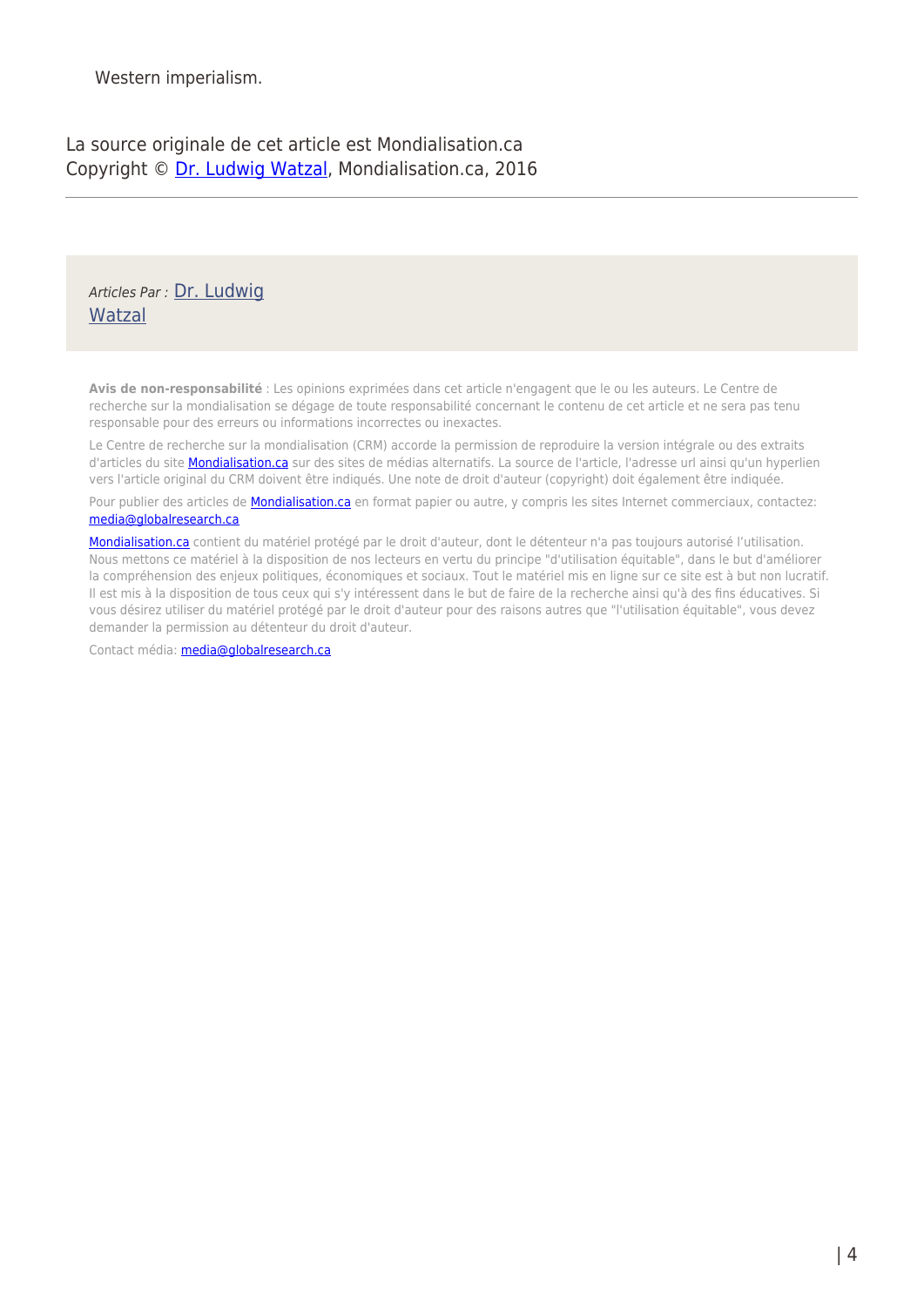Western imperialism.

La source originale de cet article est Mondialisation.ca
Copyright © [Dr. Ludwig Watzal](), Mondialisation.ca, 2016

---

*Articles Par :* [Dr. Ludwig Watzal]()

**Avis de non-responsabilité** : Les opinions exprimées dans cet article n'engagent que le ou les auteurs. Le Centre de recherche sur la mondialisation se dégage de toute responsabilité concernant le contenu de cet article et ne sera pas tenu responsable pour des erreurs ou informations incorrectes ou inexactes.

Le Centre de recherche sur la mondialisation (CRM) accorde la permission de reproduire la version intégrale ou des extraits d'articles du site [Mondialisation.ca]() sur des sites de médias alternatifs. La source de l'article, l'adresse url ainsi qu'un hyperlien vers l'article original du CRM doivent être indiqués. Une note de droit d'auteur (copyright) doit également être indiquée.

Pour publier des articles de [Mondialisation.ca]() en format papier ou autre, y compris les sites Internet commerciaux, contactez: [media@globalresearch.ca]()

[Mondialisation.ca]() contient du matériel protégé par le droit d'auteur, dont le détenteur n'a pas toujours autorisé l'utilisation. Nous mettons ce matériel à la disposition de nos lecteurs en vertu du principe "d'utilisation équitable", dans le but d'améliorer la compréhension des enjeux politiques, économiques et sociaux. Tout le matériel mis en ligne sur ce site est à but non lucratif. Il est mis à la disposition de tous ceux qui s'y intéressent dans le but de faire de la recherche ainsi qu'à des fins éducatives. Si vous désirez utiliser du matériel protégé par le droit d'auteur pour des raisons autres que "l'utilisation équitable", vous devez demander la permission au détenteur du droit d'auteur.

Contact média: [media@globalresearch.ca]()